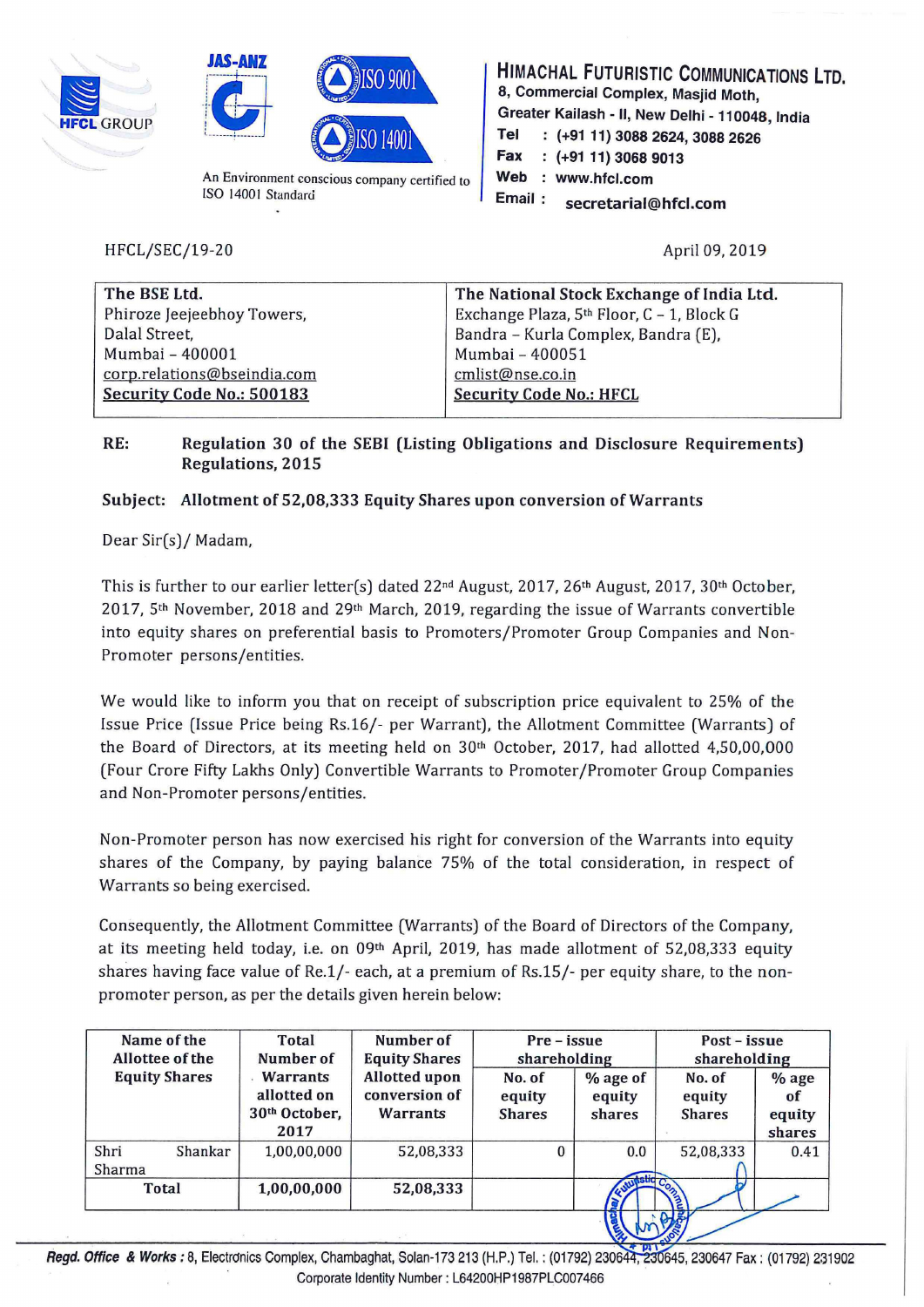HFCL GROUP

JAS-ANZ

ISO 9001

ISO 14001

An Environment conscious company certified to ISO 14001 Standard

**HIMACHAL FUTURISTIC COMMUNICATIONS LTD.**
8, Commercial Complex, Masjid Moth,
Greater Kailash - II, New Delhi - 110048, India
Tel : (+91 11) 3088 2624, 3088 2626
Fax : (+91 11) 3068 9013
Web : www.hfcl.com
Email : secretarial@hfcl.com

HFCL/SEC/19-20

April 09, 2019

| The BSE Ltd. | The National Stock Exchange of India Ltd. |
|---|---|
| Phiroze Jeejeebhoy Towers, | Exchange Plaza, 5th Floor, C – 1, Block G |
| Dalal Street, | Bandra – Kurla Complex, Bandra (E), |
| Mumbai – 400001 | Mumbai – 400051 |
| corp.relations@bseindia.com | cmlist@nse.co.in |
| **Security Code No.: 500183** | **Security Code No.: HFCL** |

**RE: Regulation 30 of the SEBI (Listing Obligations and Disclosure Requirements) Regulations, 2015**

**Subject: Allotment of 52,08,333 Equity Shares upon conversion of Warrants**

Dear Sir(s)/ Madam,

This is further to our earlier letter(s) dated 22nd August, 2017, 26th August, 2017, 30th October, 2017, 5th November, 2018 and 29th March, 2019, regarding the issue of Warrants convertible into equity shares on preferential basis to Promoters/Promoter Group Companies and Non-Promoter persons/entities.

We would like to inform you that on receipt of subscription price equivalent to 25% of the Issue Price (Issue Price being Rs.16/- per Warrant), the Allotment Committee (Warrants) of the Board of Directors, at its meeting held on 30th October, 2017, had allotted 4,50,00,000 (Four Crore Fifty Lakhs Only) Convertible Warrants to Promoter/Promoter Group Companies and Non-Promoter persons/entities.

Non-Promoter person has now exercised his right for conversion of the Warrants into equity shares of the Company, by paying balance 75% of the total consideration, in respect of Warrants so being exercised.

Consequently, the Allotment Committee (Warrants) of the Board of Directors of the Company, at its meeting held today, i.e. on 09th April, 2019, has made allotment of 52,08,333 equity shares having face value of Re.1/- each, at a premium of Rs.15/- per equity share, to the non-promoter person, as per the details given herein below:

| Name of the Allottee of the Equity Shares | Total Number of Warrants allotted on 30th October, 2017 | Number of Equity Shares Allotted upon conversion of Warrants | Pre – issue shareholding | | Post – issue shareholding | |
|---|---|---|---|---|---|---|
| | | | No. of equity Shares | % age of equity shares | No. of equity Shares | % age of equity shares |
| Shri Shankar Sharma | 1,00,00,000 | 52,08,333 | 0 | 0.0 | 52,08,333 | 0.41 |
| **Total** | **1,00,00,000** | **52,08,333** | | | | |

**Regd. Office & Works :** 8, Electronics Complex, Chambaghat, Solan-173 213 (H.P.) Tel. : (01792) 230644, 230645, 230647 Fax : (01792) 231902
Corporate Identity Number : L64200HP1987PLC007466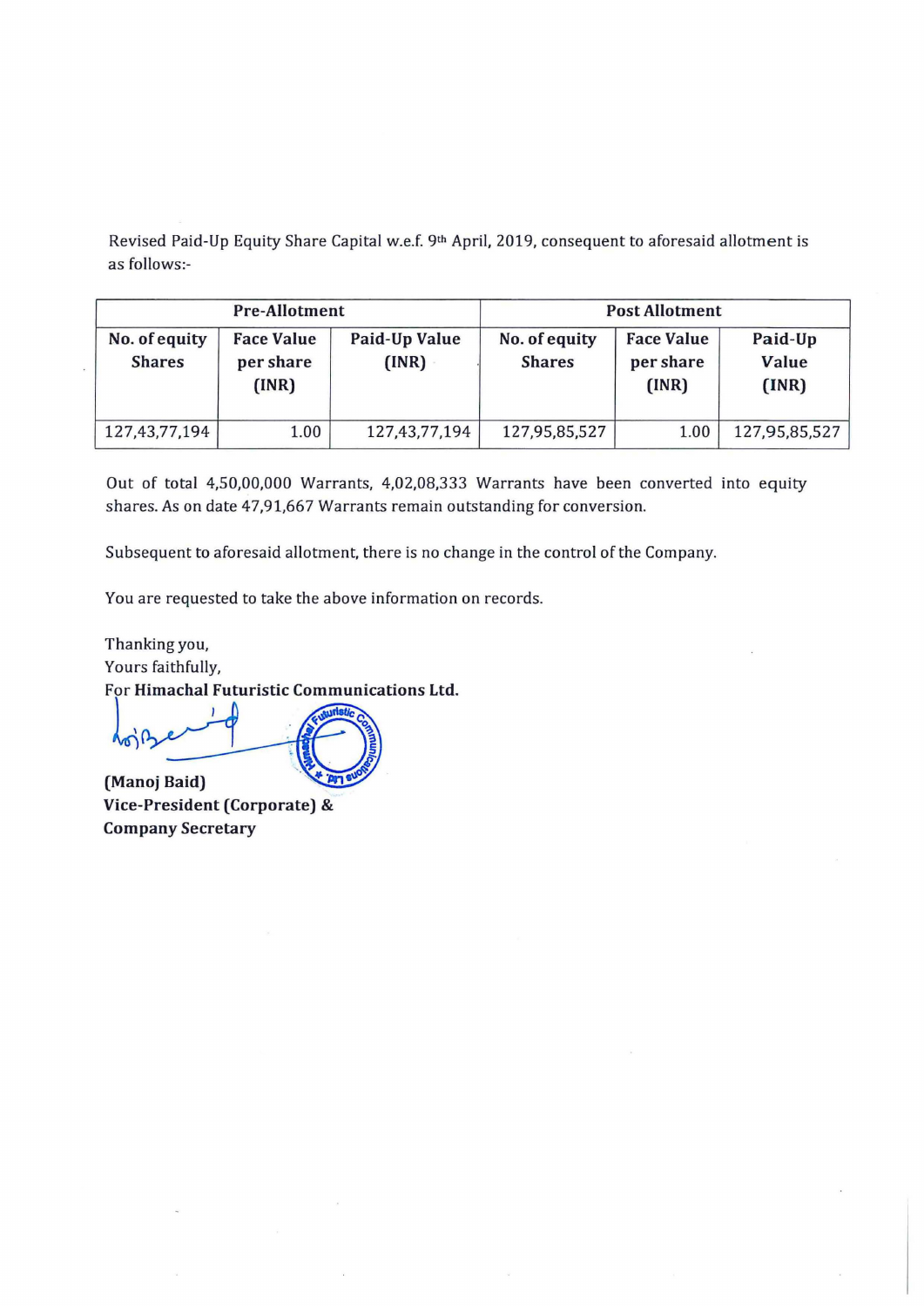Revised Paid-Up Equity Share Capital w.e.f. 9th April, 2019, consequent to aforesaid allotment is as follows:-

| Pre-Allotment | | | Post Allotment | | |
|---|---|---|---|---|---|
| No. of equity Shares | Face Value per share (INR) | Paid-Up Value (INR) | No. of equity Shares | Face Value per share (INR) | Paid-Up Value (INR) |
| 127,43,77,194 | 1.00 | 127,43,77,194 | 127,95,85,527 | 1.00 | 127,95,85,527 |

Out of total 4,50,00,000 Warrants, 4,02,08,333 Warrants have been converted into equity shares. As on date 47,91,667 Warrants remain outstanding for conversion.

Subsequent to aforesaid allotment, there is no change in the control of the Company.

You are requested to take the above information on records.

Thanking you,
Yours faithfully,
For **Himachal Futuristic Communications Ltd.**

**(Manoj Baid)**
**Vice-President (Corporate) &**
**Company Secretary**